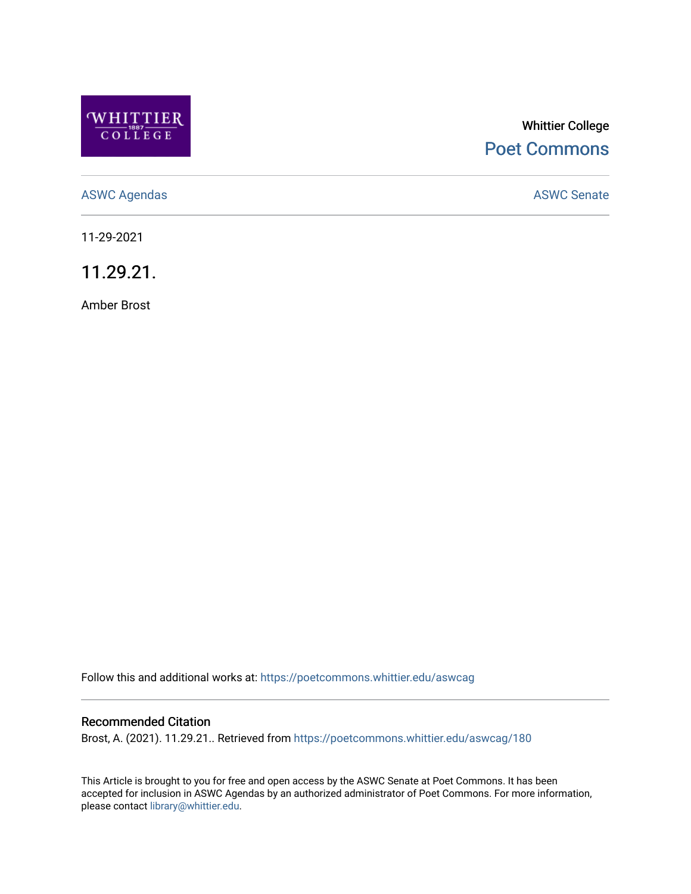Whittier College

Poet Commons

ASWC Agendas

ASWC Senate

11-29-2021

# 11.29.21.

Amber Brost

Follow this and additional works at: https://poetcommons.whittier.edu/aswcag

## Recommended Citation

Brost, A. (2021). 11.29.21.. Retrieved from https://poetcommons.whittier.edu/aswcag/180

This Article is brought to you for free and open access by the ASWC Senate at Poet Commons. It has been accepted for inclusion in ASWC Agendas by an authorized administrator of Poet Commons. For more information, please contact library@whittier.edu.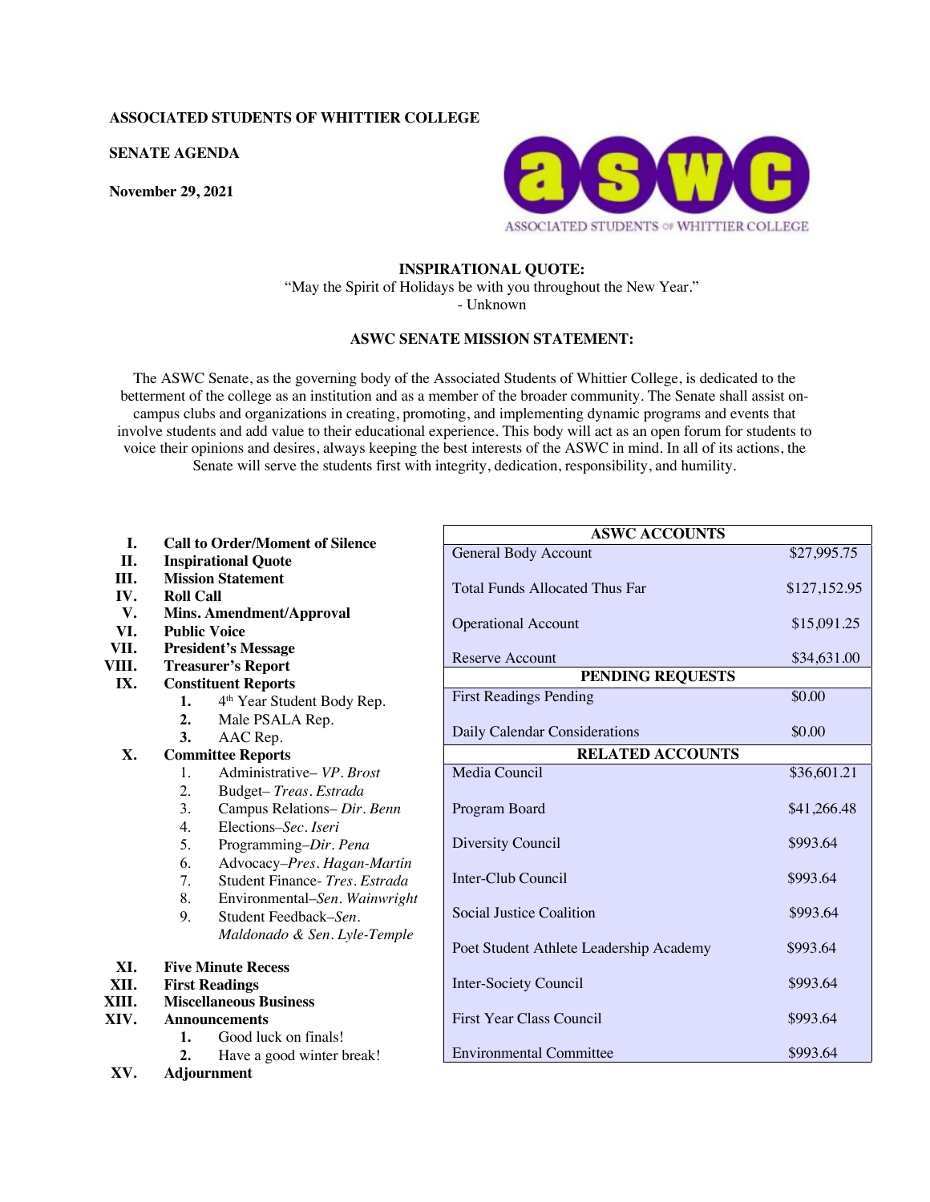**ASSOCIATED STUDENTS OF WHITTIER COLLEGE**

**SENATE AGENDA**

**November 29, 2021**

ASSOCIATED STUDENTS OF WHITTIER COLLEGE

**INSPIRATIONAL QUOTE:**

"May the Spirit of Holidays be with you throughout the New Year."
- Unknown

**ASWC SENATE MISSION STATEMENT:**

The ASWC Senate, as the governing body of the Associated Students of Whittier College, is dedicated to the betterment of the college as an institution and as a member of the broader community. The Senate shall assist on-campus clubs and organizations in creating, promoting, and implementing dynamic programs and events that involve students and add value to their educational experience. This body will act as an open forum for students to voice their opinions and desires, always keeping the best interests of the ASWC in mind. In all of its actions, the Senate will serve the students first with integrity, dedication, responsibility, and humility.

- **I. Call to Order/Moment of Silence**
- **II. Inspirational Quote**
- **III. Mission Statement**
- **IV. Roll Call**
- **V. Mins. Amendment/Approval**
- **VI. Public Voice**
- **VII. President's Message**
- **VIII. Treasurer's Report**
- **IX. Constituent Reports**
  1. 4th Year Student Body Rep.
  2. Male PSALA Rep.
  3. AAC Rep.
- **X. Committee Reports**
  1. Administrative– *VP. Brost*
  2. Budget– *Treas. Estrada*
  3. Campus Relations– *Dir. Benn*
  4. Elections–*Sec. Iseri*
  5. Programming–*Dir. Pena*
  6. Advocacy–*Pres. Hagan-Martin*
  7. Student Finance- *Tres. Estrada*
  8. Environmental–*Sen. Wainwright*
  9. Student Feedback–*Sen. Maldonado & Sen. Lyle-Temple*
- **XI. Five Minute Recess**
- **XII. First Readings**
- **XIII. Miscellaneous Business**
- **XIV. Announcements**
  1. Good luck on finals!
  2. Have a good winter break!
- **XV. Adjournment**

| ASWC ACCOUNTS | |
|---|---|
| General Body Account | $27,995.75 |
| Total Funds Allocated Thus Far | $127,152.95 |
| Operational Account | $15,091.25 |
| Reserve Account | $34,631.00 |
| **PENDING REQUESTS** | |
| First Readings Pending | $0.00 |
| Daily Calendar Considerations | $0.00 |
| **RELATED ACCOUNTS** | |
| Media Council | $36,601.21 |
| Program Board | $41,266.48 |
| Diversity Council | $993.64 |
| Inter-Club Council | $993.64 |
| Social Justice Coalition | $993.64 |
| Poet Student Athlete Leadership Academy | $993.64 |
| Inter-Society Council | $993.64 |
| First Year Class Council | $993.64 |
| Environmental Committee | $993.64 |